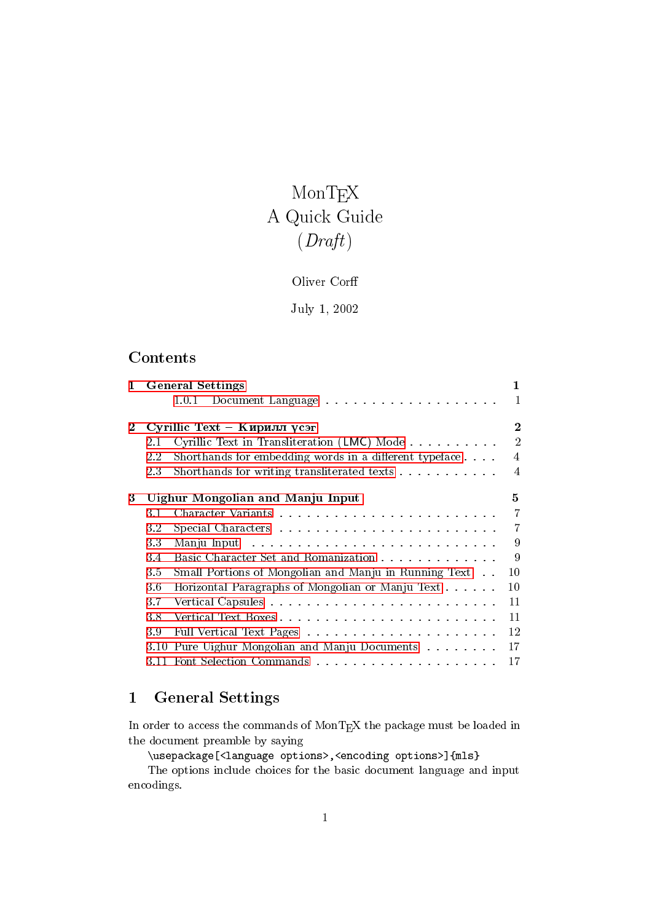# MonTEX
# A Quick Guide
# (*Draft*)

Oliver Corff

July 1, 2002

## Contents

**1 General Settings** — **1**
- 1.0.1 Document Language — 1

**2 Cyrillic Text – Кирилл үсэг** — **2**
- 2.1 Cyrillic Text in Transliteration (LMC) Mode — 2
- 2.2 Shorthands for embedding words in a different typeface — 4
- 2.3 Shorthands for writing transliterated texts — 4

**3 Uighur Mongolian and Manju Input** — **5**
- 3.1 Character Variants — 7
- 3.2 Special Characters — 7
- 3.3 Manju Input — 9
- 3.4 Basic Character Set and Romanization — 9
- 3.5 Small Portions of Mongolian and Manju in Running Text — 10
- 3.6 Horizontal Paragraphs of Mongolian or Manju Text — 10
- 3.7 Vertical Capsules — 11
- 3.8 Vertical Text Boxes — 11
- 3.9 Full Vertical Text Pages — 12
- 3.10 Pure Uighur Mongolian and Manju Documents — 17
- 3.11 Font Selection Commands — 17

## 1 General Settings

In order to access the commands of MonTEX the package must be loaded in the document preamble by saying

```
\usepackage[<language options>,<encoding options>]{mls}
```

The options include choices for the basic document language and input encodings.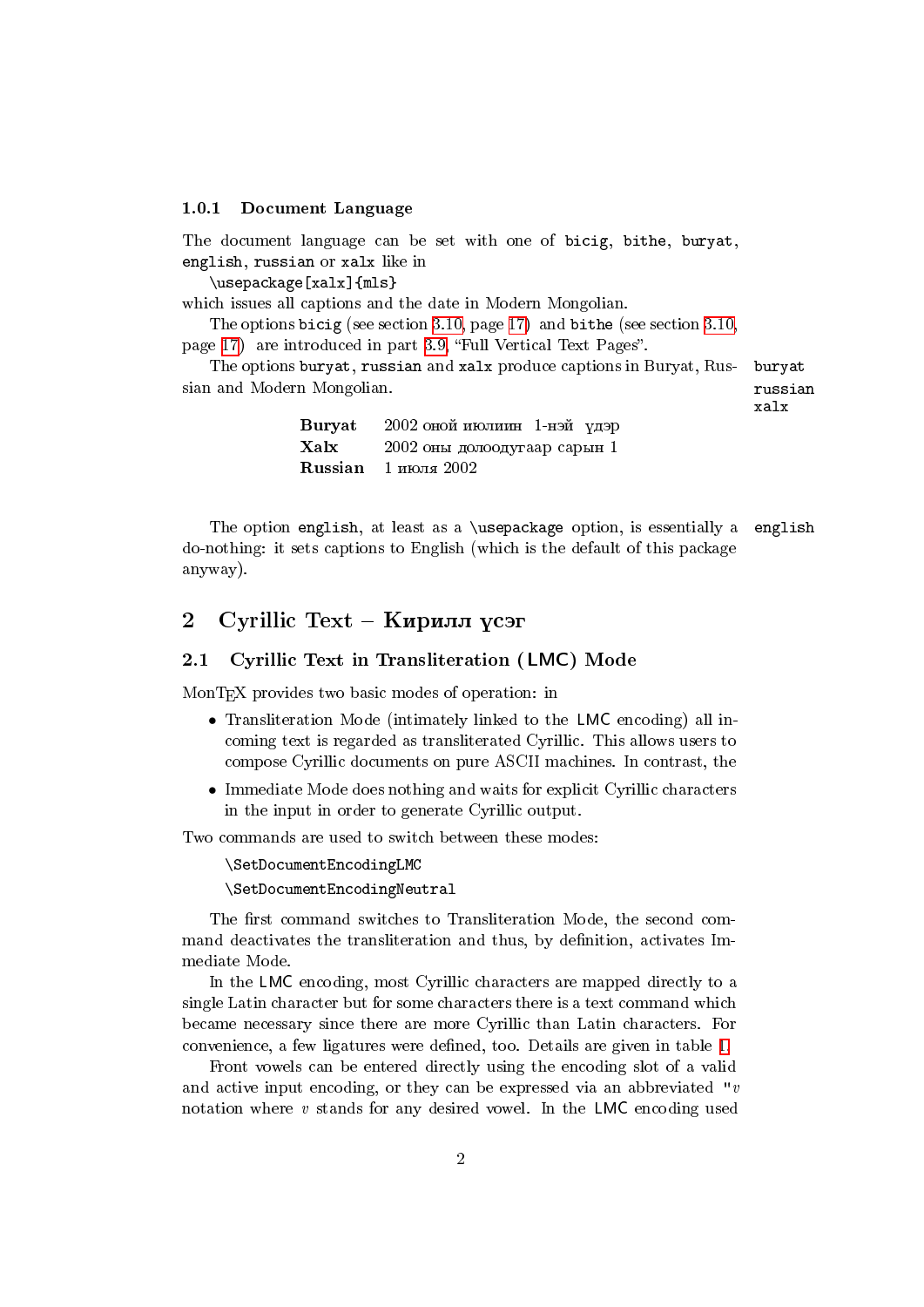### 1.0.1 Document Language

The document language can be set with one of `bicig`, `bithe`, `buryat`, `english`, `russian` or `xalx` like in

```
\usepackage[xalx]{mls}
```

which issues all captions and the date in Modern Mongolian.

The options `bicig` (see section 3.10, page 17) and `bithe` (see section 3.10, page 17) are introduced in part 3.9, "Full Vertical Text Pages".

The options `buryat`, `russian` and `xalx` produce captions in Buryat, Russian and Modern Mongolian.

`buryat` `russian` `xalx`

| | |
|---|---|
| **Buryat** | 2002 оной июлиин 1-нэй үдэр |
| **Xalx** | 2002 оны долоодугаар сарын 1 |
| **Russian** | 1 июля 2002 |

The option `english`, at least as a `\usepackage` option, is essentially a do-nothing: it sets captions to English (which is the default of this package anyway).

`english`

# 2 Cyrillic Text – Кирилл үсэг

## 2.1 Cyrillic Text in Transliteration (LMC) Mode

MonTEX provides two basic modes of operation: in

- Transliteration Mode (intimately linked to the LMC encoding) all incoming text is regarded as transliterated Cyrillic. This allows users to compose Cyrillic documents on pure ASCII machines. In contrast, the
- Immediate Mode does nothing and waits for explicit Cyrillic characters in the input in order to generate Cyrillic output.

Two commands are used to switch between these modes:

```
\SetDocumentEncodingLMC
\SetDocumentEncodingNeutral
```

The first command switches to Transliteration Mode, the second command deactivates the transliteration and thus, by definition, activates Immediate Mode.

In the LMC encoding, most Cyrillic characters are mapped directly to a single Latin character but for some characters there is a text command which became necessary since there are more Cyrillic than Latin characters. For convenience, a few ligatures were defined, too. Details are given in table 1.

Front vowels can be entered directly using the encoding slot of a valid and active input encoding, or they can be expressed via an abbreviated "*v* notation where *v* stands for any desired vowel. In the LMC encoding used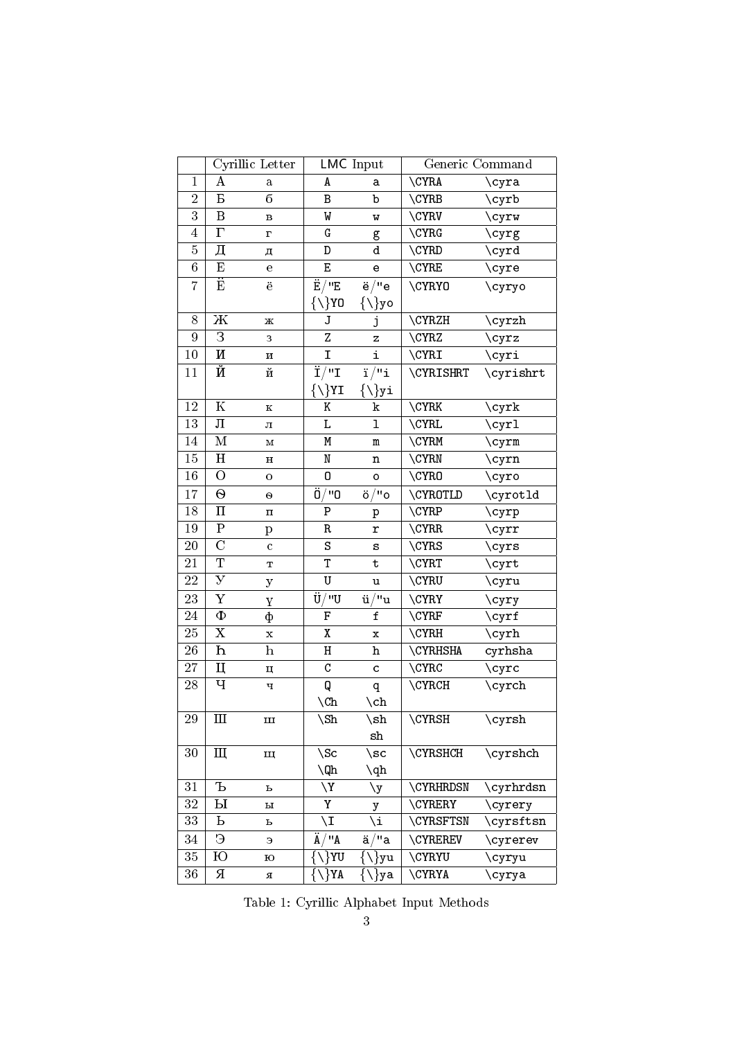| | Cyrillic Letter | | LMC Input | | Generic Command | |
|---|---|---|---|---|---|---|
| 1 | А | а | A | a | \CYRA | \cyra |
| 2 | Б | б | B | b | \CYRB | \cyrb |
| 3 | В | в | W | w | \CYRV | \cyrw |
| 4 | Г | г | G | g | \CYRG | \cyrg |
| 5 | Д | д | D | d | \CYRD | \cyrd |
| 6 | Е | е | E | e | \CYRE | \cyre |
| 7 | Ё | ё | Ë/"E {\}YO | ë/"e {\}yo | \CYRYO | \cyryo |
| 8 | Ж | ж | J | j | \CYRZH | \cyrzh |
| 9 | З | з | Z | z | \CYRZ | \cyrz |
| 10 | И | и | I | i | \CYRI | \cyri |
| 11 | Й | й | Ï/"I {\}YI | ï/"i {\}yi | \CYRISHRT | \cyrishrt |
| 12 | К | к | K | k | \CYRK | \cyrk |
| 13 | Л | л | L | l | \CYRL | \cyrl |
| 14 | М | м | M | m | \CYRM | \cyrm |
| 15 | Н | н | N | n | \CYRN | \cyrn |
| 16 | О | о | O | o | \CYRO | \cyro |
| 17 | Ө | ө | Ö/"O | ö/"o | \CYROTLD | \cyrotld |
| 18 | П | п | P | p | \CYRP | \cyrp |
| 19 | Р | р | R | r | \CYRR | \cyrr |
| 20 | С | с | S | s | \CYRS | \cyrs |
| 21 | Т | т | T | t | \CYRT | \cyrt |
| 22 | У | у | U | u | \CYRU | \cyru |
| 23 | Ү | ү | Ü/"U | ü/"u | \CYRY | \cyry |
| 24 | Ф | ф | F | f | \CYRF | \cyrf |
| 25 | Х | х | X | x | \CYRH | \cyrh |
| 26 | Һ | һ | H | h | \CYRHSHA | cyrhsha |
| 27 | Ц | ц | C | c | \CYRC | \cyrc |
| 28 | Ч | ч | Q \Ch | q \ch | \CYRCH | \cyrch |
| 29 | Ш | ш | \Sh | \sh sh | \CYRSH | \cyrsh |
| 30 | Щ | щ | \Sc \Qh | \sc \qh | \CYRSHCH | \cyrshch |
| 31 | Ъ | ъ | \Y | \y | \CYRHRDSN | \cyrhrdsn |
| 32 | Ы | ы | Y | y | \CYRERY | \cyrery |
| 33 | Ь | ь | \I | \i | \CYRSFTSN | \cyrsftsn |
| 34 | Э | э | Ä/"A | ä/"a | \CYREREV | \cyrerev |
| 35 | Ю | ю | {\}YU | {\}yu | \CYRYU | \cyryu |
| 36 | Я | я | {\}YA | {\}ya | \CYRYA | \cyrya |

Table 1: Cyrillic Alphabet Input Methods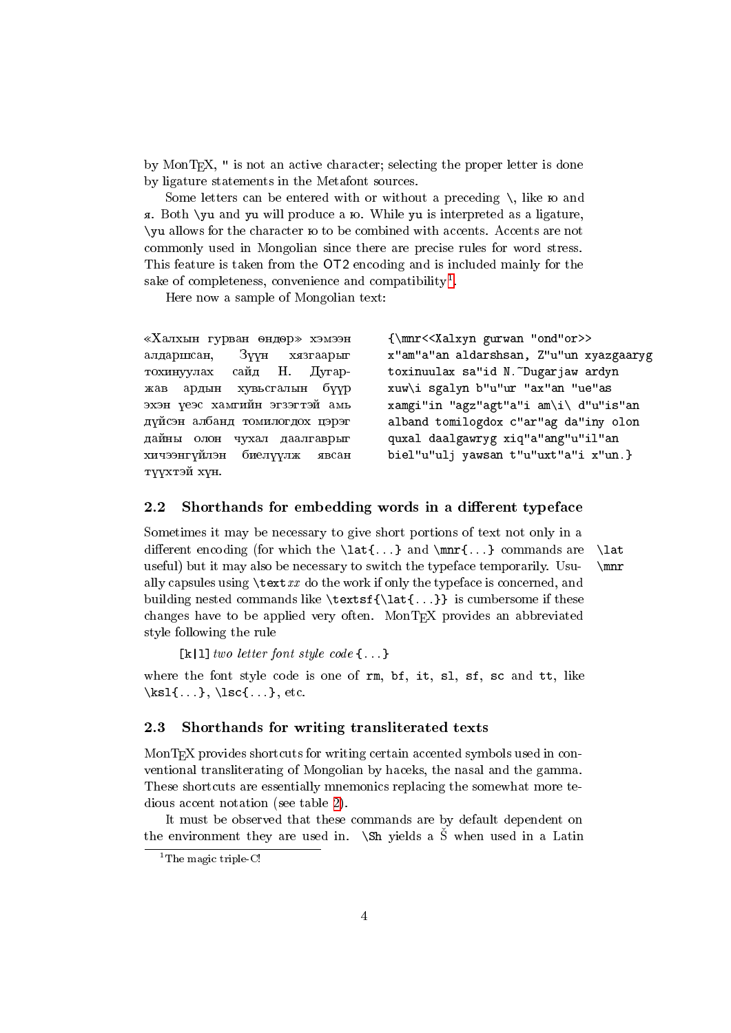by MonTEX, " is not an active character; selecting the proper letter is done by ligature statements in the Metafont sources.

Some letters can be entered with or without a preceding \, like ю and я. Both \yu and yu will produce a ю. While yu is interpreted as a ligature, \yu allows for the character ю to be combined with accents. Accents are not commonly used in Mongolian since there are precise rules for word stress. This feature is taken from the OT2 encoding and is included mainly for the sake of completeness, convenience and compatibility[1].

Here now a sample of Mongolian text:

«Халхын гурван өндөр» хэмээн алдаршсан, Зүүн хязгаарыг тохинуулах сайд Н. Дугаржав ардын хувьсгалын бүүр эхэн үеэс хамгийн эгзэгтэй амь дүйсэн албанд томилогдох цэрэг дайны олон чухал даалгаврыг хичээнгүйлэн биелүүлж явсан түүхтэй хүн.

```
{\mnr<<Xalxyn gurwan "ond"or>>
x"am"a"an aldarshsan, Z"u"un xyazgaaryg
toxinuulax sa"id N.~Dugarjaw ardyn
xuw\i sgalyn b"u"ur "ax"an "ue"as
xamgi"in "agz"agt"a"i am\i\ d"u"is"an
alband tomilogdox c"ar"ag da"iny olon
quxal daalgawryg xiq"a"ang"u"il"an
biel"u"ulj yawsan t"u"uxt"a"i x"un.}
```

## 2.2 Shorthands for embedding words in a different typeface

Sometimes it may be necessary to give short portions of text not only in a different encoding (for which the \lat{...} and \mnr{...} commands are useful) but it may also be necessary to switch the typeface temporarily. Usually capsules using \text*xx* do the work if only the typeface is concerned, and building nested commands like \textsf{\lat{...}} is cumbersome if these changes have to be applied very often. MonTEX provides an abbreviated style following the rule

\lat
\mnr

[k|l] *two letter font style code* {...}

where the font style code is one of rm, bf, it, sl, sf, sc and tt, like \ksl{...}, \lsc{...}, etc.

## 2.3 Shorthands for writing transliterated texts

MonTEX provides shortcuts for writing certain accented symbols used in conventional transliterating of Mongolian by haceks, the nasal and the gamma. These shortcuts are essentially mnemonics replacing the somewhat more tedious accent notation (see table 2).

It must be observed that these commands are by default dependent on the environment they are used in. \Sh yields a Š when used in a Latin

[1] The magic triple-C!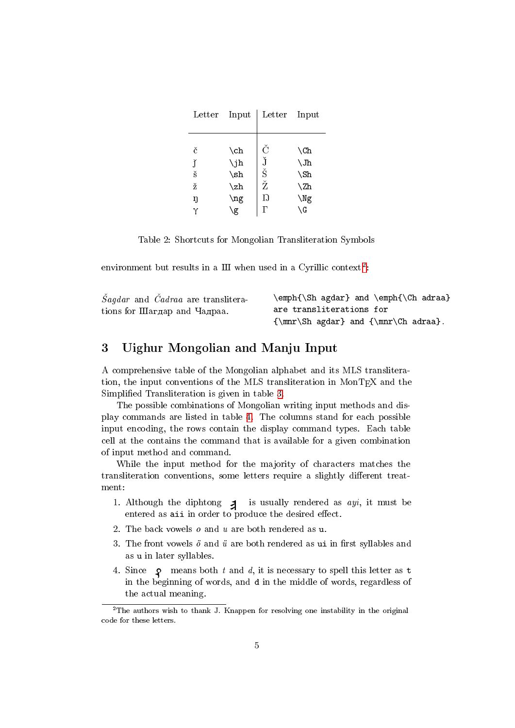| Letter | Input | Letter | Input |
|---|---|---|---|
| č | \ch | Č | \Ch |
| ǰ | \jh | J̌ | \Jh |
| š | \sh | Š | \Sh |
| ž | \zh | Ž | \Zh |
| ŋ | \ng | Ŋ | \Ng |
| γ | \g | Γ | \G |

Table 2: Shortcuts for Mongolian Transliteration Symbols

environment but results in a Ш when used in a Cyrillic context[2]:

*Šagdar* and *Čadraa* are transliterations for Шагдар and Чадраа.

```
\emph{\Sh agdar} and \emph{\Ch adraa}
are transliterations for
{\mnr\Sh agdar} and {\mnr\Ch adraa}.
```

## 3 Uighur Mongolian and Manju Input

A comprehensive table of the Mongolian alphabet and its MLS transliteration, the input conventions of the MLS transliteration in MonTEX and the Simplified Transliteration is given in table 3.

The possible combinations of Mongolian writing input methods and display commands are listed in table 4. The columns stand for each possible input encoding, the rows contain the display command types. Each table cell at the contains the command that is available for a given combination of input method and command.

While the input method for the majority of characters matches the transliteration conventions, some letters require a slightly different treatment:

1. Although the diphtong ᠶ is usually rendered as *ayi*, it must be entered as `aii` in order to produce the desired effect.
2. The back vowels *o* and *u* are both rendered as `u`.
3. The front vowels *ö* and *ü* are both rendered as `ui` in first syllables and as `u` in later syllables.
4. Since ᠳ means both *t* and *d*, it is necessary to spell this letter as `t` in the beginning of words, and `d` in the middle of words, regardless of the actual meaning.

[2] The authors wish to thank J. Knappen for resolving one instability in the original code for these letters.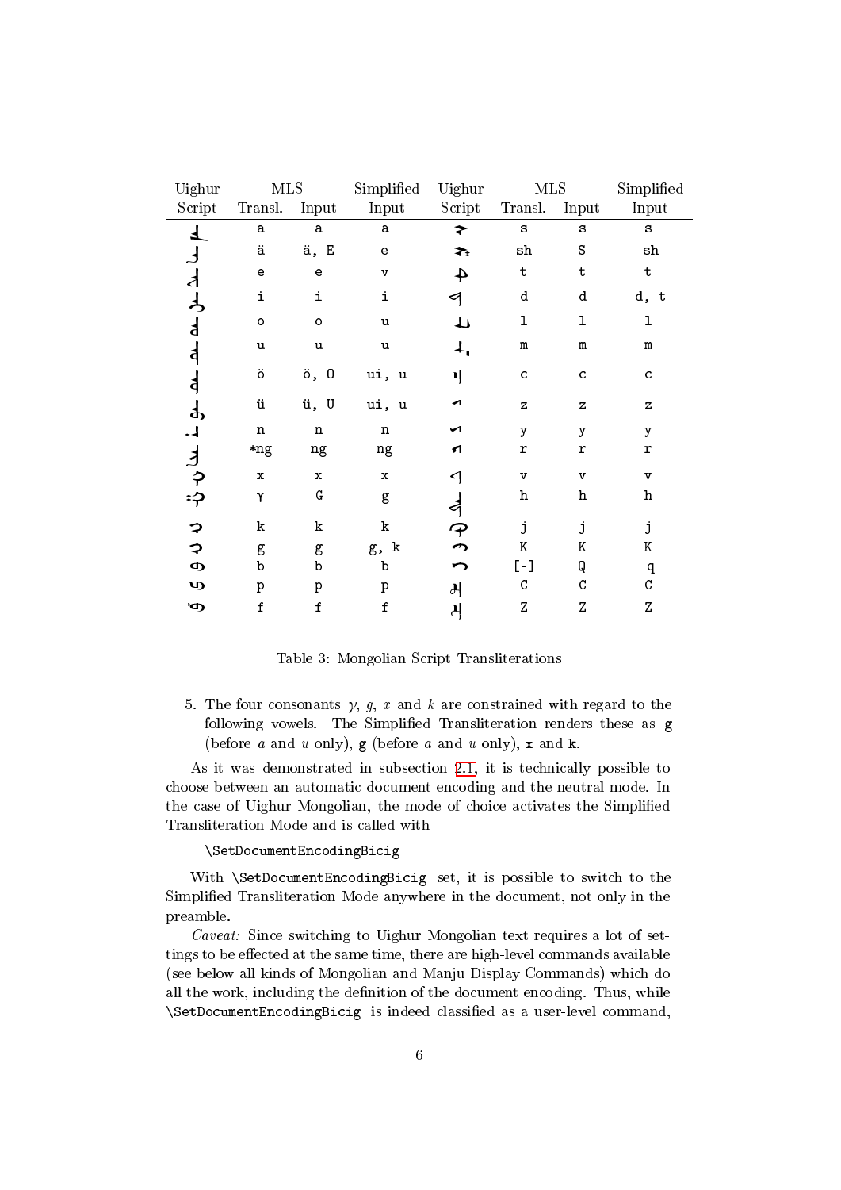| Uighur Script | MLS Transl. | MLS Input | Simplified Input | Uighur Script | MLS Transl. | MLS Input | Simplified Input |
|---|---|---|---|---|---|---|---|
| | a | a | a | | s | s | s |
| | ä | ä, E | e | | sh | S | sh |
| | e | e | v | | t | t | t |
| | i | i | i | | d | d | d, t |
| | o | o | u | | l | l | l |
| | u | u | u | | m | m | m |
| | ö | ö, O | ui, u | | c | c | c |
| | ü | ü, U | ui, u | | z | z | z |
| | n | n | n | | y | y | y |
| | *ng | ng | ng | | r | r | r |
| | x | x | x | | v | v | v |
| | γ | G | g | | h | h | h |
| | k | k | k | | j | j | j |
| | g | g | g, k | | K | K | K |
| | b | b | b | | [-] | Q | q |
| | p | p | p | | C | C | C |
| | f | f | f | | Z | Z | Z |

Table 3: Mongolian Script Transliterations

5. The four consonants *γ*, *g*, *x* and *k* are constrained with regard to the following vowels. The Simplified Transliteration renders these as `g` (before *a* and *u* only), `g` (before *a* and *u* only), `x` and `k`.

As it was demonstrated in subsection 2.1, it is technically possible to choose between an automatic document encoding and the neutral mode. In the case of Uighur Mongolian, the mode of choice activates the Simplified Transliteration Mode and is called with

```
\SetDocumentEncodingBicig
```

With `\SetDocumentEncodingBicig` set, it is possible to switch to the Simplified Transliteration Mode anywhere in the document, not only in the preamble.

*Caveat:* Since switching to Uighur Mongolian text requires a lot of settings to be effected at the same time, there are high-level commands available (see below all kinds of Mongolian and Manju Display Commands) which do all the work, including the definition of the document encoding. Thus, while `\SetDocumentEncodingBicig` is indeed classified as a user-level command,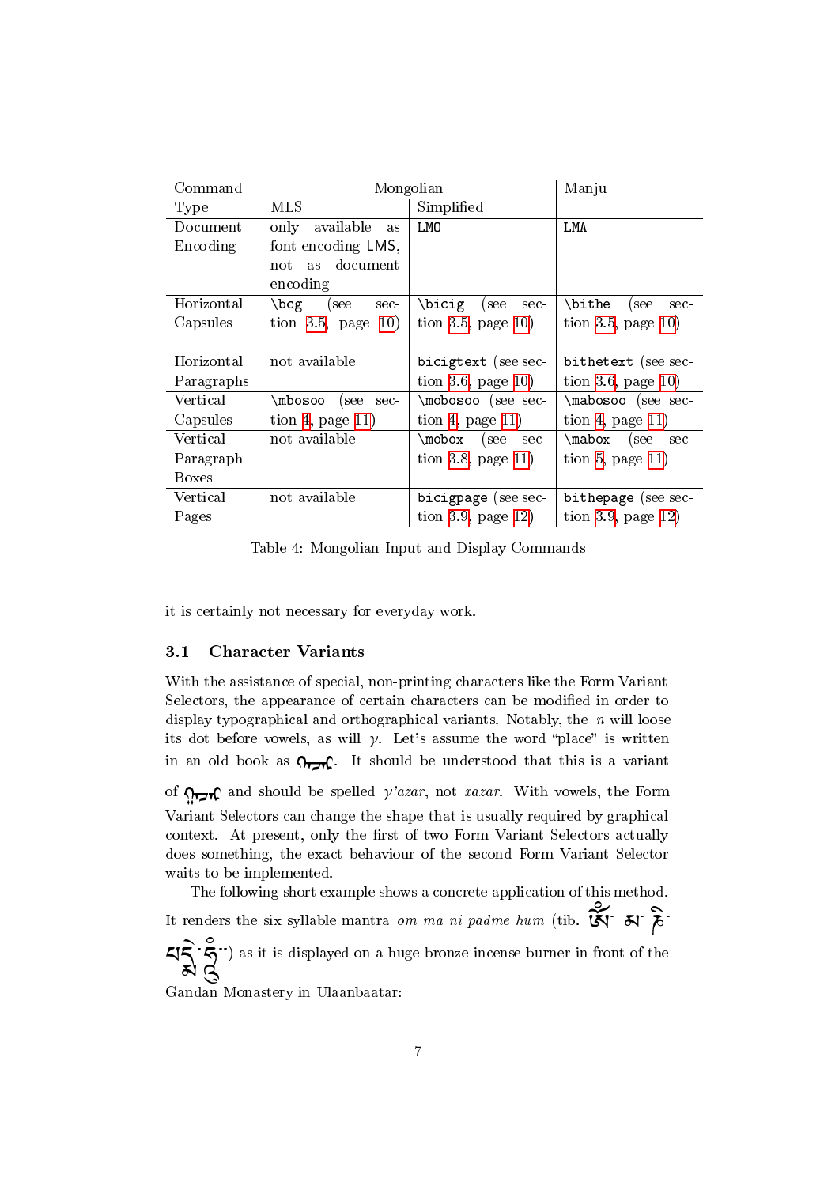| Command Type | Mongolian | | Manju |
|---|---|---|---|
| | MLS | Simplified | |
| Document Encoding | only available as font encoding LMS, not as document encoding | LMO | LMA |
| Horizontal Capsules | \bcg (see section 3.5, page 10) | \bicig (see section 3.5, page 10) | \bithe (see section 3.5, page 10) |
| Horizontal Paragraphs | not available | bicigtext (see section 3.6, page 10) | bithetext (see section 3.6, page 10) |
| Vertical Capsules | \mbosoo (see section 4, page 11) | \mobosoo (see section 4, page 11) | \mabosoo (see section 4, page 11) |
| Vertical Paragraph Boxes | not available | \mobox (see section 3.8, page 11) | \mabox (see section 5, page 11) |
| Vertical Pages | not available | bicigpage (see section 3.9, page 12) | bithepage (see section 3.9, page 12) |

Table 4: Mongolian Input and Display Commands

it is certainly not necessary for everyday work.

### 3.1 Character Variants

With the assistance of special, non-printing characters like the Form Variant Selectors, the appearance of certain characters can be modified in order to display typographical and orthographical variants. Notably, the *n* will loose its dot before vowels, as will *γ*. Let's assume the word "place" is written in an old book as ᠬᠠᠵᠠᠷ. It should be understood that this is a variant of ᠭᠠᠵᠠᠷ and should be spelled *γ'azar*, not *xazar*. With vowels, the Form Variant Selectors can change the shape that is usually required by graphical context. At present, only the first of two Form Variant Selectors actually does something, the exact behaviour of the second Form Variant Selector waits to be implemented.

The following short example shows a concrete application of this method. It renders the six syllable mantra *om ma ni padme hum* (tib. ཨོཾ་མ་ཎི་པདྨེ་ཧཱུྃ) as it is displayed on a huge bronze incense burner in front of the Gandan Monastery in Ulaanbaatar: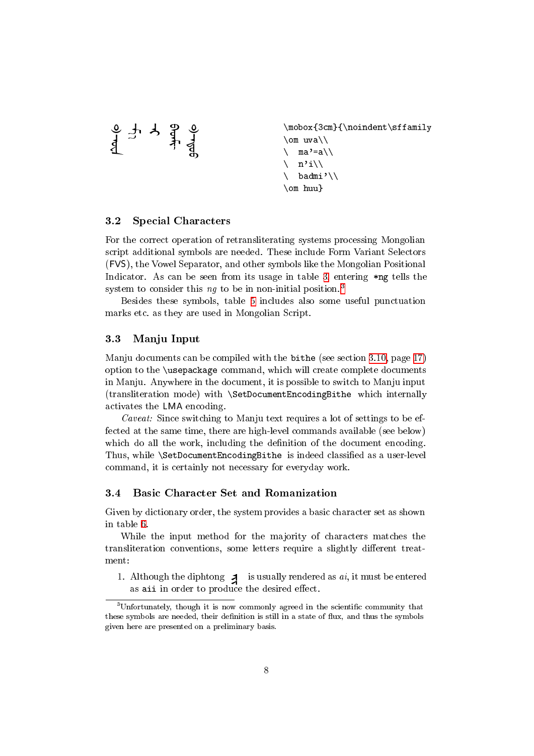```
\mobox{3cm}{\noindent\sffamily
\om uva\\
\  ma'=a\\
\  n'i\\
\  badmi'\\
\om huu}
```

### 3.2 Special Characters

For the correct operation of retransliterating systems processing Mongolian script additional symbols are needed. These include Form Variant Selectors (FVS), the Vowel Separator, and other symbols like the Mongolian Positional Indicator. As can be seen from its usage in table 3, entering *ng tells the system to consider this *ng* to be in non-initial position.[3]

Besides these symbols, table 5 includes also some useful punctuation marks etc. as they are used in Mongolian Script.

### 3.3 Manju Input

Manju documents can be compiled with the bithe (see section 3.10, page 17) option to the \usepackage command, which will create complete documents in Manju. Anywhere in the document, it is possible to switch to Manju input (transliteration mode) with \SetDocumentEncodingBithe which internally activates the LMA encoding.

*Caveat:* Since switching to Manju text requires a lot of settings to be effected at the same time, there are high-level commands available (see below) which do all the work, including the definition of the document encoding. Thus, while \SetDocumentEncodingBithe is indeed classified as a user-level command, it is certainly not necessary for everyday work.

### 3.4 Basic Character Set and Romanization

Given by dictionary order, the system provides a basic character set as shown in table 6.

While the input method for the majority of characters matches the transliteration conventions, some letters require a slightly different treatment:

1. Although the diphtong ᠠᡳ is usually rendered as *ai*, it must be entered as aii in order to produce the desired effect.

---

[3] Unfortunately, though it is now commonly agreed in the scientific community that these symbols are needed, their definition is still in a state of flux, and thus the symbols given here are presented on a preliminary basis.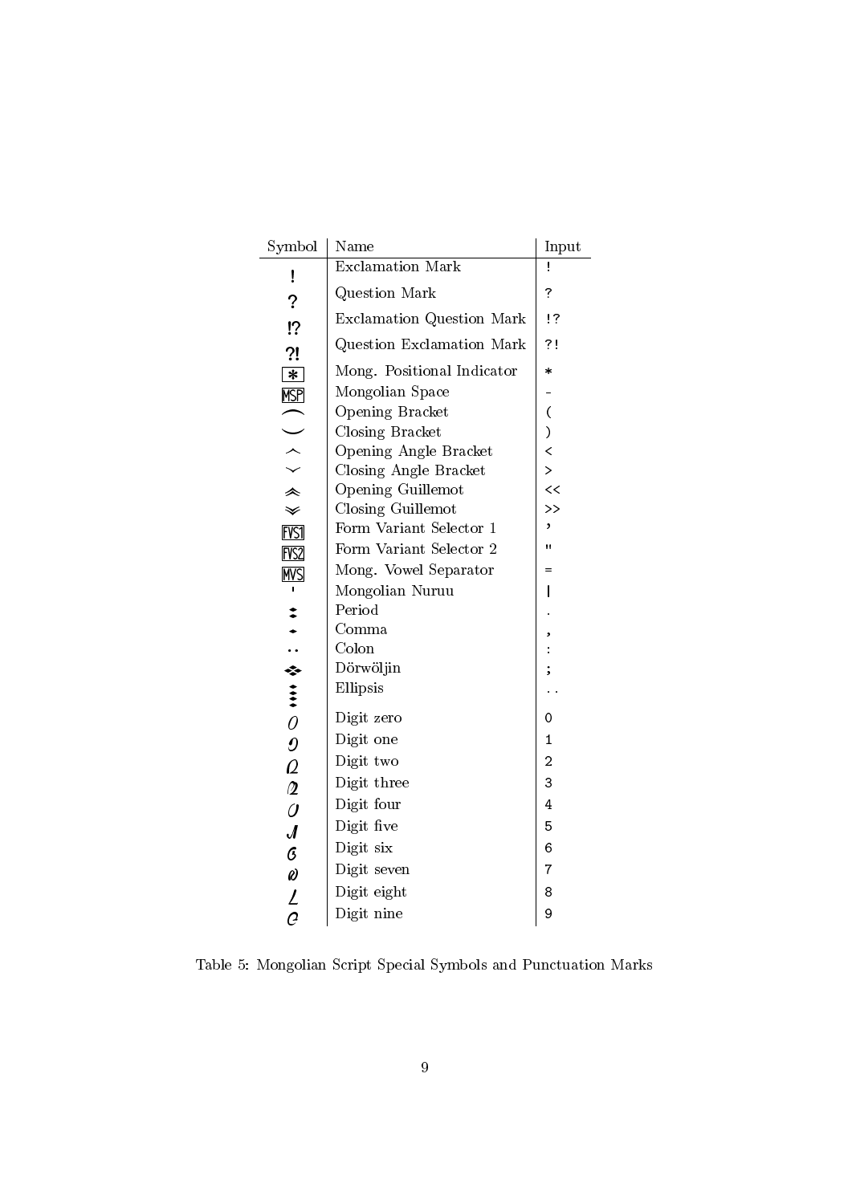| Symbol | Name | Input |
|---|---|---|
| ! | Exclamation Mark | ! |
| ? | Question Mark | ? |
| !? | Exclamation Question Mark | !? |
| ?! | Question Exclamation Mark | ?! |
| * | Mong. Positional Indicator | * |
| MSP | Mongolian Space | - |
| ⁀ | Opening Bracket | ( |
| ‿ | Closing Bracket | ) |
| ︿ | Opening Angle Bracket | < |
| ﹀ | Closing Angle Bracket | > |
| ︽ | Opening Guillemot | << |
| ︾ | Closing Guillemot | >> |
| FVS1 | Form Variant Selector 1 | ' |
| FVS2 | Form Variant Selector 2 | " |
| MVS | Mong. Vowel Separator | = |
| ' | Mongolian Nuruu | \| |
| ᠃ | Period | . |
| ᠂ | Comma | , |
| ᠄ | Colon | : |
| ᠅ | Dörwöljin | ; |
| ᠁ | Ellipsis | .. |
| ᠐ | Digit zero | 0 |
| ᠑ | Digit one | 1 |
| ᠒ | Digit two | 2 |
| ᠓ | Digit three | 3 |
| ᠔ | Digit four | 4 |
| ᠕ | Digit five | 5 |
| ᠖ | Digit six | 6 |
| ᠗ | Digit seven | 7 |
| ᠘ | Digit eight | 8 |
| ᠙ | Digit nine | 9 |

Table 5: Mongolian Script Special Symbols and Punctuation Marks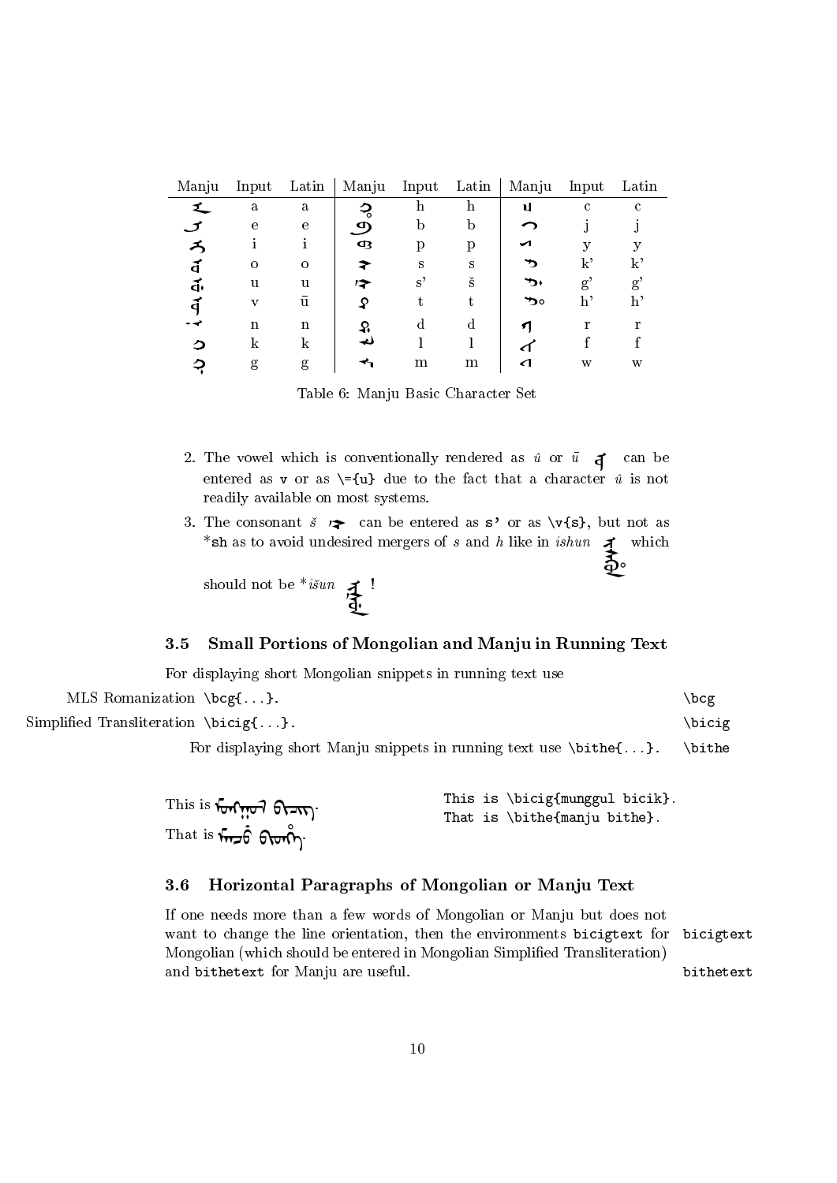| Manju | Input | Latin | Manju | Input | Latin | Manju | Input | Latin |
|---|---|---|---|---|---|---|---|---|
| ᠠ | a | a | ᡥ | h | h | ᠴ | c | c |
| ᡝ | e | e | ᠪ | b | b | ᠵ | j | j |
| ᡳ | i | i | ᡦ | p | p | ᠶ | y | y |
| ᠣ | o | o | ᠰ | s | s | ᡬ | k' | k' |
| ᡠ | u | u | ᡧ | s' | š | ᡤ | g' | g' |
| ᡡ | v | ū | ᡨ | t | t | ᡥ | h' | h' |
| ᠨ | n | n | ᡩ | d | d | ᡵ | r | r |
| ᡴ | k | k | ᠯ | l | l | ᡶ | f | f |
| ᡤ | g | g | ᠮ | m | m | ᠸ | w | w |

Table 6: Manju Basic Character Set

2. The vowel which is conventionally rendered as *û* or *ū* ᡡ can be entered as `v` or as `\={u}` due to the fact that a character *û* is not readily available on most systems.

3. The consonant *š* ᡧ can be entered as `s'` or as `\v{s}`, but not as *`sh` as to avoid undesired mergers of *s* and *h* like in *ishun* ᡳᠰᡥᡠᠨ which should not be **išun* ᡳᡧᡠᠨ !

### 3.5 Small Portions of Mongolian and Manju in Running Text

For displaying short Mongolian snippets in running text use

MLS Romanization `\bcg{...}`. `\bcg`

Simplified Transliteration `\bicig{...}`. `\bicig`

For displaying short Manju snippets in running text use `\bithe{...}`. `\bithe`

This is ᠮᠣᠩᠭᠤᠯ ᠪᠢᠴᠢᠭ.
That is ᠮᠠᠨᠵᡠ ᠪᡳᡨᡥᡝ.

```
This is \bicig{munggul bicik}.
That is \bithe{manju bithe}.
```

### 3.6 Horizontal Paragraphs of Mongolian or Manju Text

If one needs more than a few words of Mongolian or Manju but does not want to change the line orientation, then the environments `bicigtext` for Mongolian (which should be entered in Mongolian Simplified Transliteration) and `bithetext` for Manju are useful. `bicigtext` `bithetext`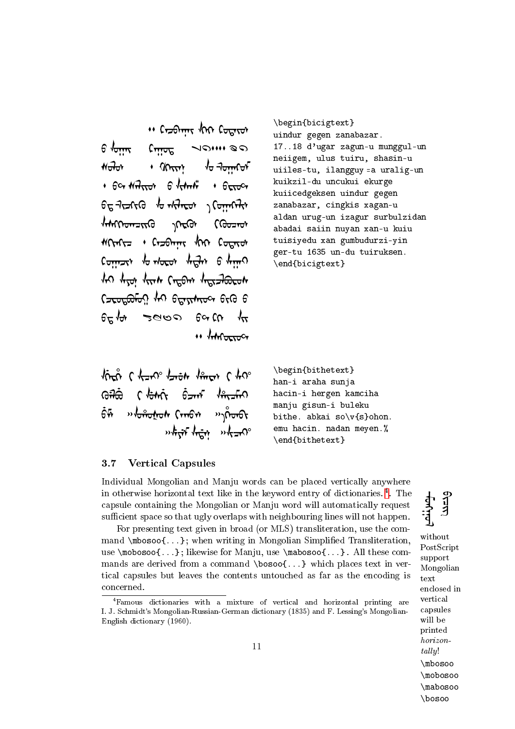```
\begin{bicigtext}
uindur gegen zanabazar.
17..18 d'ugar zagun-u munggul-un
neiigem, ulus tuiru, shasin-u
uiiles-tu, ilangguy =a uralig-un
kuikzil-du uncukui ekurge
kuiicedgeksen uindur gegen
zanabazar, cingkis xagan-u
aldan urug-un izagur surbulzidan
abadai saiin nuyan xan-u kuiu
tuisiyedu xan gumbudurzi-yin
ger-tu 1635 un-du tuiruksen.
\end{bicigtext}
```

```
\begin{bithetext}
han-i araha sunja
hacin-i hergen kamciha
manju gisun-i buleku
bithe. abkai so\v{s}ohon.
emu hacin. nadan meyen.%
\end{bithetext}
```

### 3.7 Vertical Capsules

Individual Mongolian and Manju words can be placed vertically anywhere in otherwise horizontal text like in the keyword entry of dictionaries.[4]. The capsule containing the Mongolian or Manju word will automatically request sufficient space so that ugly overlaps with neighbouring lines will not happen.

For presenting text given in broad (or MLS) transliteration, use the command \mbosoo{...}; when writing in Mongolian Simplified Transliteration, use \mobosoo{...}; likewise for Manju, use \mabosoo{...}. All these commands are derived from a command \bosoo{...} which places text in vertical capsules but leaves the contents untouched as far as the encoding is concerned.

without PostScript support Mongolian text enclosed in vertical capsules will be printed *horizontally*!

\mbosoo
\mobosoo
\mabosoo
\bosoo

[4] Famous dictionaries with a mixture of vertical and horizontal printing are I. J. Schmidt's Mongolian-Russian-German dictionary (1835) and F. Lessing's Mongolian-English dictionary (1960).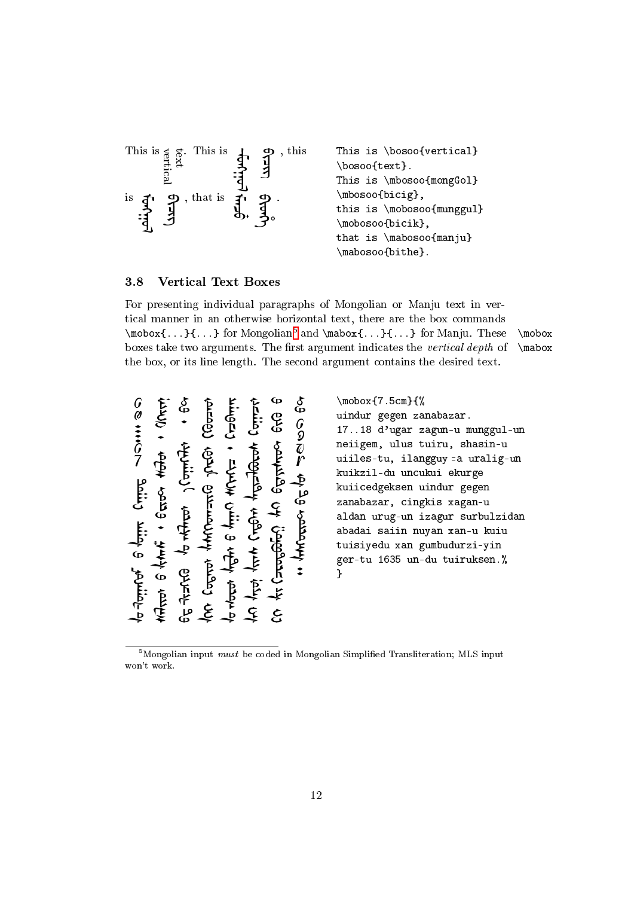This is vertical text. This is mongGol bicig, this is munggul bicik, that is manju bithe.

```
This is \bosoo{vertical}
\bosoo{text}.
This is \mbosoo{mongGol}
\mbosoo{bicig},
this is \mobosoo{munggul}
\mobosoo{bicik},
that is \mabosoo{manju}
\mabosoo{bithe}.
```

### 3.8 Vertical Text Boxes

For presenting individual paragraphs of Mongolian or Manju text in vertical manner in an otherwise horizontal text, there are the box commands `\mobox{...}{...}` for Mongolian[5] and `\mabox{...}{...}` for Manju. These boxes take two arguments. The first argument indicates the *vertical depth* of the box, or its line length. The second argument contains the desired text.

`\mobox` `\mabox`

```
\mobox{7.5cm}{%
uindur gegen zanabazar.
17..18 d'ugar zagun-u munggul-un
neiigem, ulus tuiru, shasin-u
uiiles-tu, ilangguy =a uralig-un
kuikzil-du uncukui ekurge
kuiicedgeksen uindur gegen
zanabazar, cingkis xagan-u
aldan urug-un izagur surbulzidan
abadai saiin nuyan xan-u kuiu
tuisiyedu xan gumbudurzi-yin
ger-tu 1635 un-du tuiruksen.%
}
```

[5] Mongolian input *must* be coded in Mongolian Simplified Transliteration; MLS input won't work.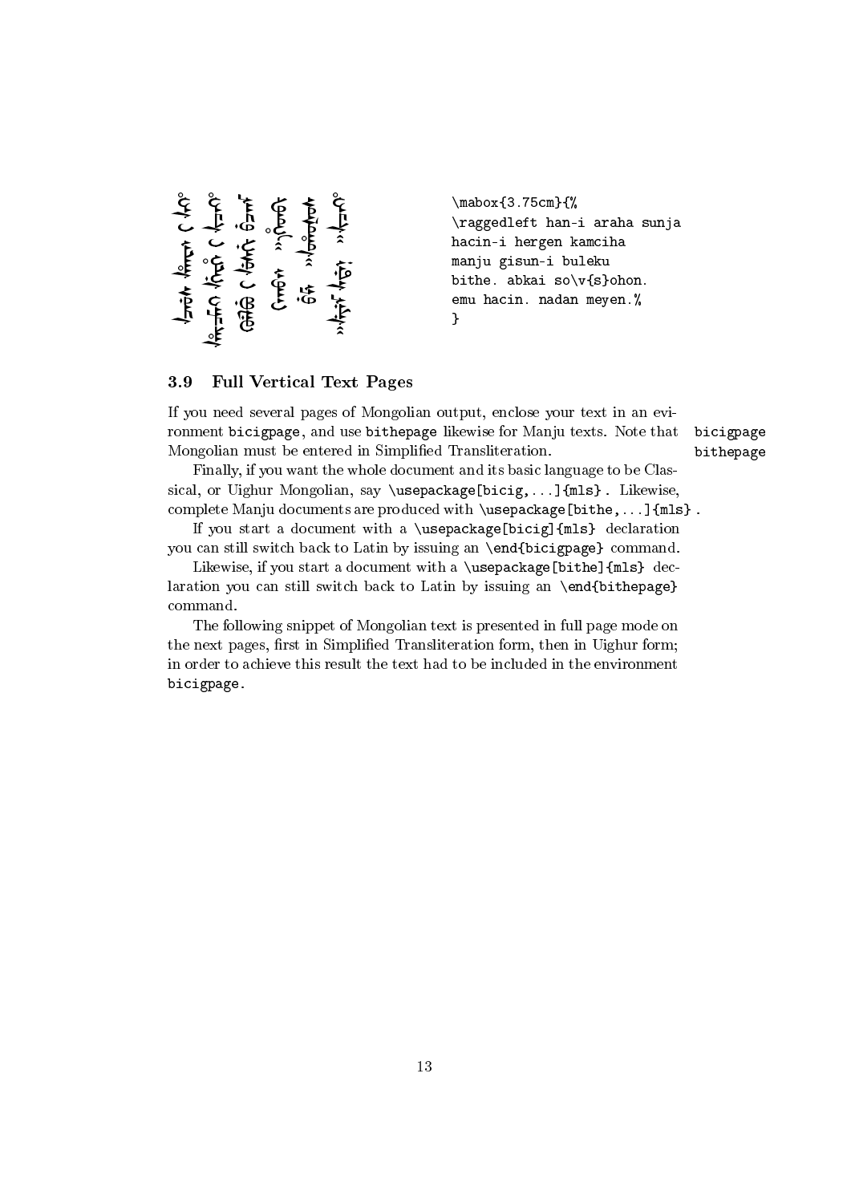```
\mabox{3.75cm}{%
\raggedleft han-i araha sunja
hacin-i hergen kamciha
manju gisun-i buleku
bithe. abkai so\v{s}ohon.
emu hacin. nadan meyen.%
}
```

### 3.9 Full Vertical Text Pages

If you need several pages of Mongolian output, enclose your text in an evironment `bicigpage`, and use `bithepage` likewise for Manju texts. Note that Mongolian must be entered in Simplified Transliteration.

`bicigpage` `bithepage`

Finally, if you want the whole document and its basic language to be Classical, or Uighur Mongolian, say `\usepackage[bicig,...]{mls}`. Likewise, complete Manju documents are produced with `\usepackage[bithe,...]{mls}`.

If you start a document with a `\usepackage[bicig]{mls}` declaration you can still switch back to Latin by issuing an `\end{bicigpage}` command.

Likewise, if you start a document with a `\usepackage[bithe]{mls}` declaration you can still switch back to Latin by issuing an `\end{bithepage}` command.

The following snippet of Mongolian text is presented in full page mode on the next pages, first in Simplified Transliteration form, then in Uighur form; in order to achieve this result the text had to be included in the environment `bicigpage`.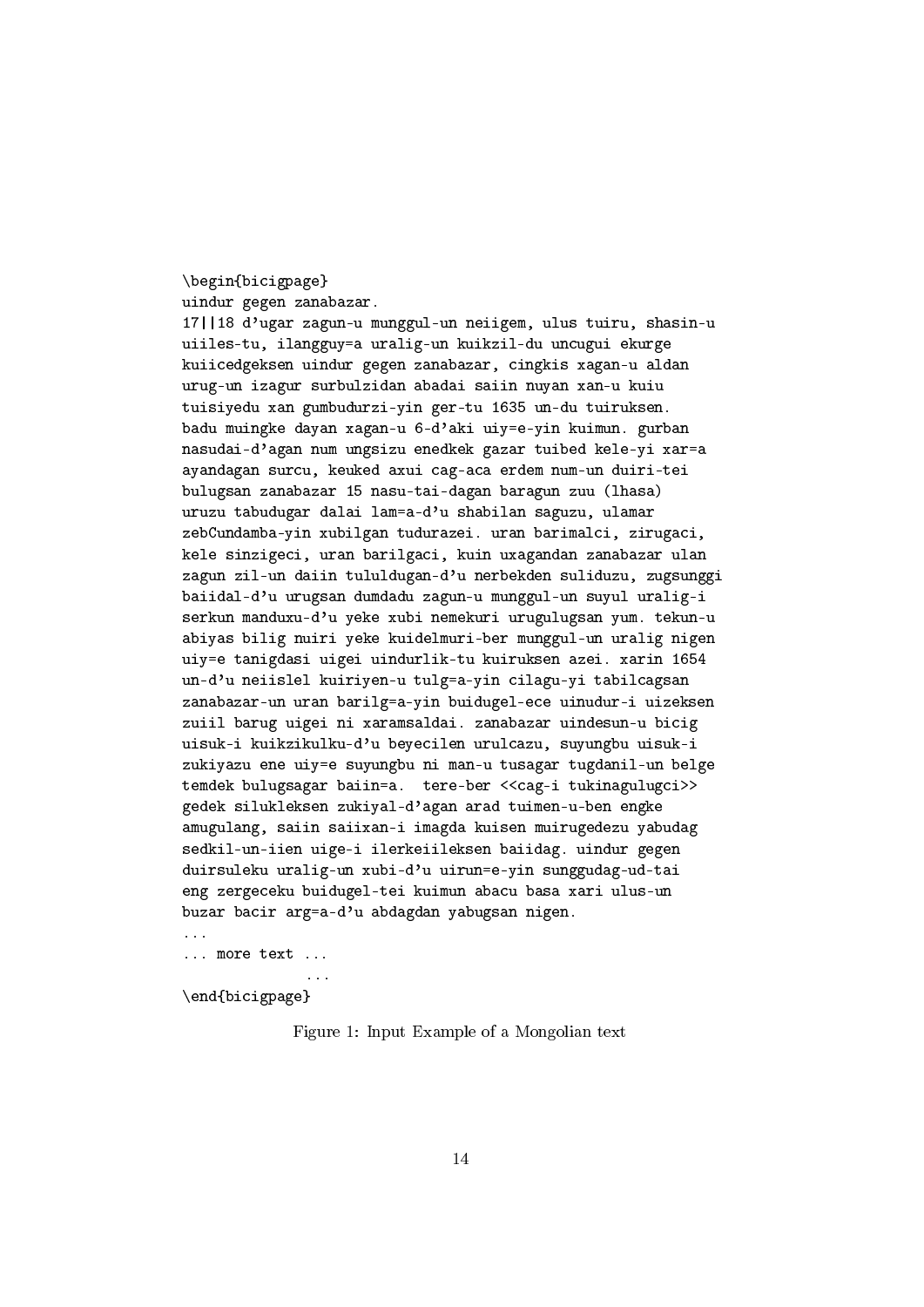```
\begin{bicigpage}
uindur gegen zanabazar.
17||18 d'ugar zagun-u munggul-un neiigem, ulus tuiru, shasin-u
uiiles-tu, ilangguy=a uralig-un kuikzil-du uncugui ekurge
kuiicedgeksen uindur gegen zanabazar, cingkis xagan-u aldan
urug-un izagur surbulzidan abadai saiin nuyan xan-u kuiu
tuisiyedu xan gumbudurzi-yin ger-tu 1635 un-du tuiruksen.
badu muingke dayan xagan-u 6-d'aki uiy=e-yin kuimun. gurban
nasudai-d'agan num ungsizu enedkek gazar tuibed kele-yi xar=a
ayandagan surcu, keuked axui cag-aca erdem num-un duiri-tei
bulugsan zanabazar 15 nasu-tai-dagan baragun zuu (lhasa)
uruzu tabudugar dalai lam=a-d'u shabilan saguzu, ulamar
zebCundamba-yin xubilgan tudurazei. uran barimalci, zirugaci,
kele sinzigeci, uran barilgaci, kuin uxagandan zanabazar ulan
zagun zil-un daiin tululdugan-d'u nerbekden suliduzu, zugsunggi
baiidal-d'u urugsan dumdadu zagun-u munggul-un suyul uralig-i
serkun manduxu-d'u yeke xubi nemekuri urugulugsan yum. tekun-u
abiyas bilig nuiri yeke kuidelmuri-ber munggul-un uralig nigen
uiy=e tanigdasi uigei uindurlik-tu kuiruksen azei. xarin 1654
un-d'u neiislel kuiriyen-u tulg=a-yin cilagu-yi tabilcagsan
zanabazar-un uran barilg=a-yin buidugel-ece uinudur-i uizeksen
zuiil barug uigei ni xaramsaldai. zanabazar uindesun-u bicig
uisuk-i kuikzikulku-d'u beyecilen urulcazu, suyungbu uisuk-i
zukiyazu ene uiy=e suyungbu ni man-u tusagar tugdanil-un belge
temdek bulugsagar baiin=a.  tere-ber <<cag-i tukinagulugci>>
gedek silukleksen zukiyal-d'agan arad tuimen-u-ben engke
amugulang, saiin saiixan-i imagda kuisen muirugedezu yabudag
sedkil-un-iien uige-i ilerkeiileksen baiidag. uindur gegen
duirsuleku uralig-un xubi-d'u uirun=e-yin sunggudag-ud-tai
eng zergeceku buidugel-tei kuimun abacu basa xari ulus-un
buzar bacir arg=a-d'u abdagdan yabugsan nigen.
...
... more text ...
              ...
\end{bicigpage}
```

Figure 1: Input Example of a Mongolian text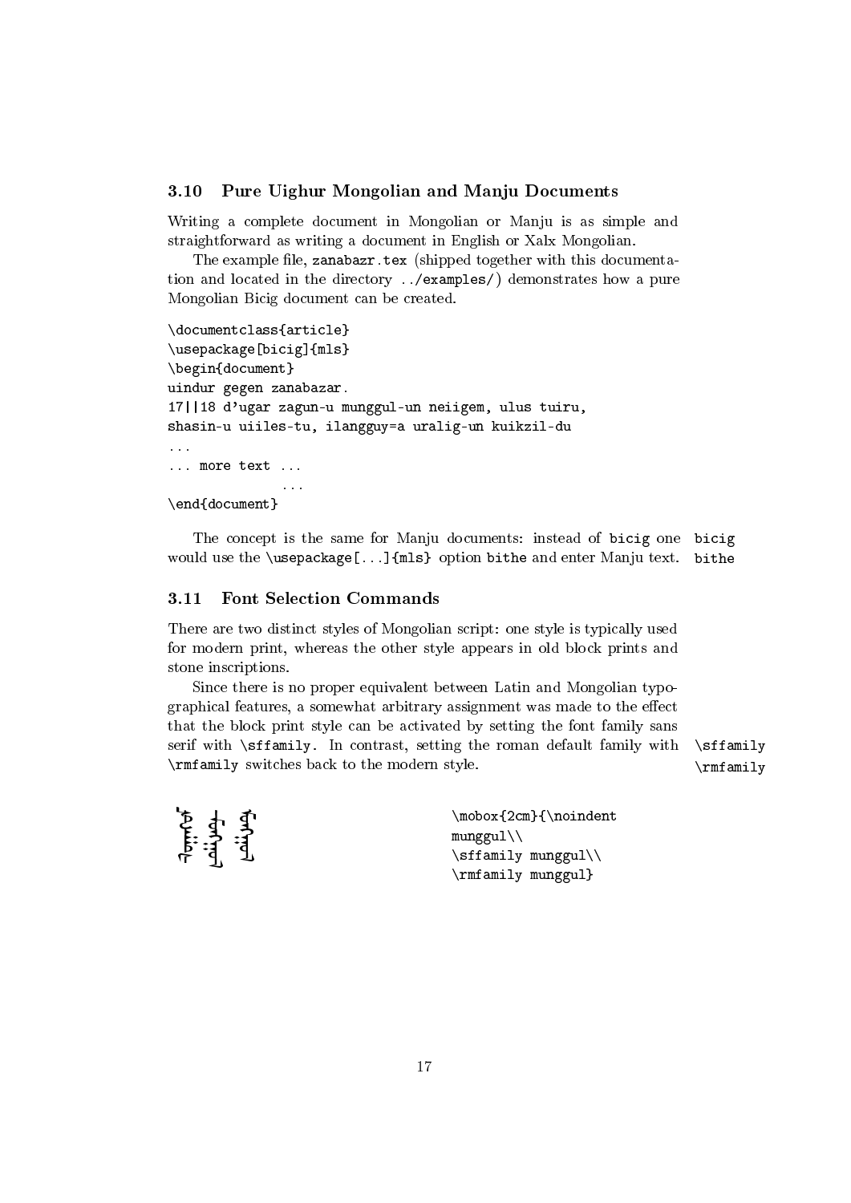### 3.10 Pure Uighur Mongolian and Manju Documents

Writing a complete document in Mongolian or Manju is as simple and straightforward as writing a document in English or Xalx Mongolian.

The example file, `zanabazr.tex` (shipped together with this documentation and located in the directory `../examples/`) demonstrates how a pure Mongolian Bicig document can be created.

```
\documentclass{article}
\usepackage[bicig]{mls}
\begin{document}
uindur gegen zanabazar.
17||18 d'ugar zagun-u munggul-un neiigem, ulus tuiru,
shasin-u uiiles-tu, ilangguy=a uralig-un kuikzil-du
...
... more text ...
              ...
\end{document}
```

The concept is the same for Manju documents: instead of `bicig` one would use the `\usepackage[...]{mls}` option `bithe` and enter Manju text.

`bicig`
`bithe`

### 3.11 Font Selection Commands

There are two distinct styles of Mongolian script: one style is typically used for modern print, whereas the other style appears in old block prints and stone inscriptions.

Since there is no proper equivalent between Latin and Mongolian typographical features, a somewhat arbitrary assignment was made to the effect that the block print style can be activated by setting the font family sans serif with `\sffamily`. In contrast, setting the roman default family with `\rmfamily` switches back to the modern style.

`\sffamily`
`\rmfamily`

```
\mobox{2cm}{\noindent
munggul\\
\sffamily munggul\\
\rmfamily munggul}
```